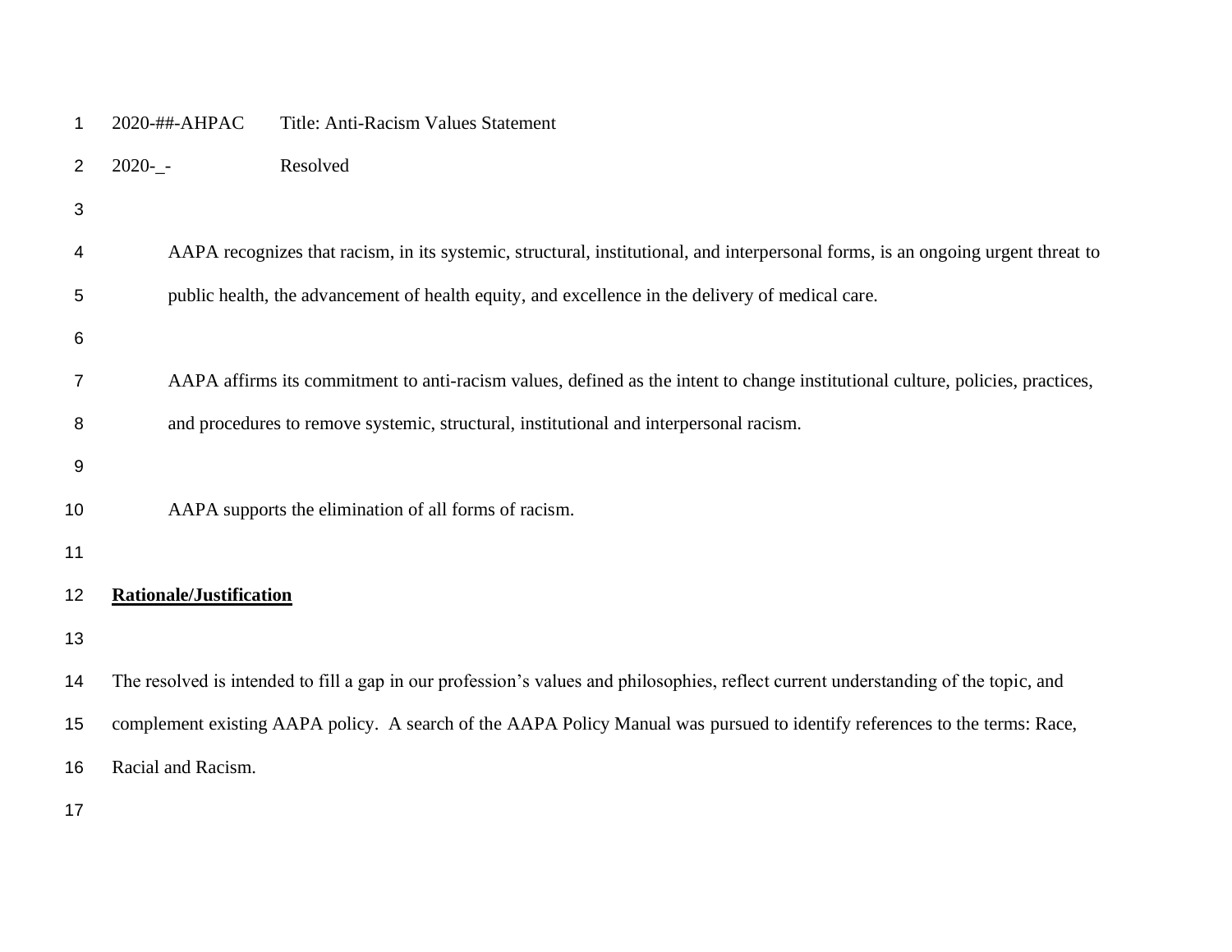2020-##-AHPAC Title: Anti-Racism Values Statement

2020-_- Resolved

AAPA recognizes that racism, in its systemic, structural, institutional, and interpersonal forms, is an ongoing urgent threat to public health, the advancement of health equity, and excellence in the delivery of medical care.

AAPA affirms its commitment to anti-racism values, defined as the intent to change institutional culture, policies, practices, and procedures to remove systemic, structural, institutional and interpersonal racism.

AAPA supports the elimination of all forms of racism.

**Rationale/Justification**

The resolved is intended to fill a gap in our profession's values and philosophies, reflect current understanding of the topic, and complement existing AAPA policy. A search of the AAPA Policy Manual was pursued to identify references to the terms: Race, Racial and Racism.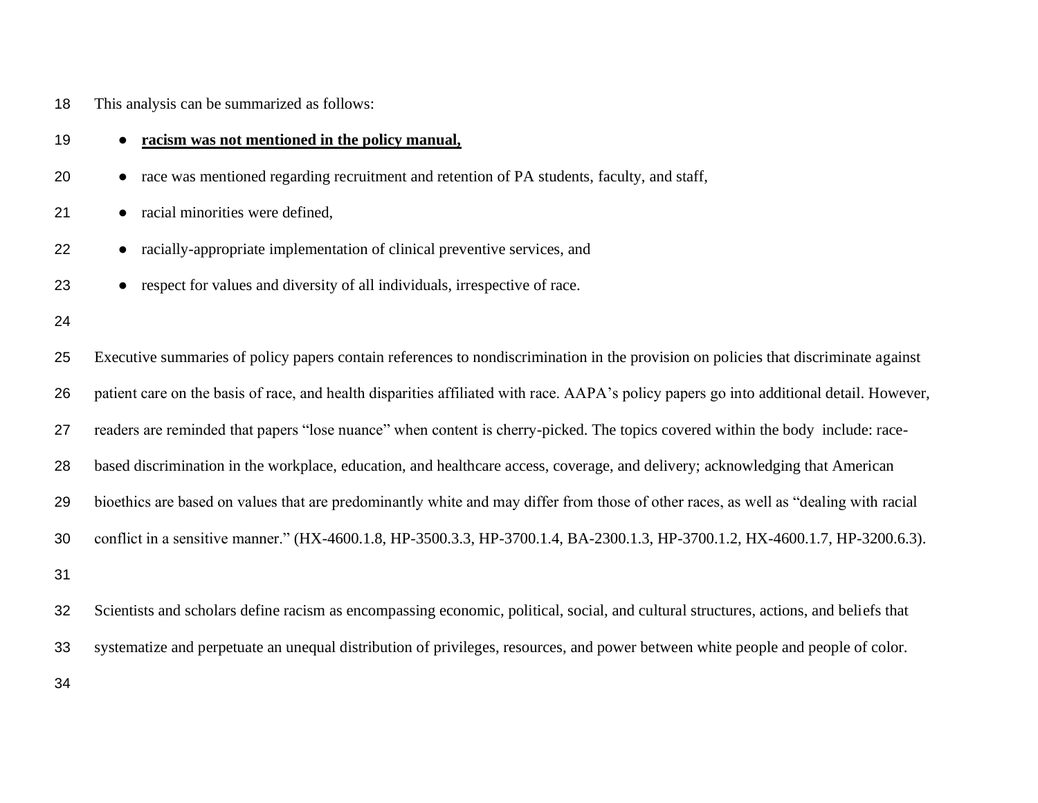This analysis can be summarized as follows:

- **racism was not mentioned in the policy manual,**
- race was mentioned regarding recruitment and retention of PA students, faculty, and staff,
- racial minorities were defined,
- racially-appropriate implementation of clinical preventive services, and
- respect for values and diversity of all individuals, irrespective of race.

Executive summaries of policy papers contain references to nondiscrimination in the provision on policies that discriminate against patient care on the basis of race, and health disparities affiliated with race. AAPA's policy papers go into additional detail. However, readers are reminded that papers "lose nuance" when content is cherry-picked. The topics covered within the body include: race-based discrimination in the workplace, education, and healthcare access, coverage, and delivery; acknowledging that American bioethics are based on values that are predominantly white and may differ from those of other races, as well as "dealing with racial conflict in a sensitive manner." (HX-4600.1.8, HP-3500.3.3, HP-3700.1.4, BA-2300.1.3, HP-3700.1.2, HX-4600.1.7, HP-3200.6.3).

Scientists and scholars define racism as encompassing economic, political, social, and cultural structures, actions, and beliefs that systematize and perpetuate an unequal distribution of privileges, resources, and power between white people and people of color.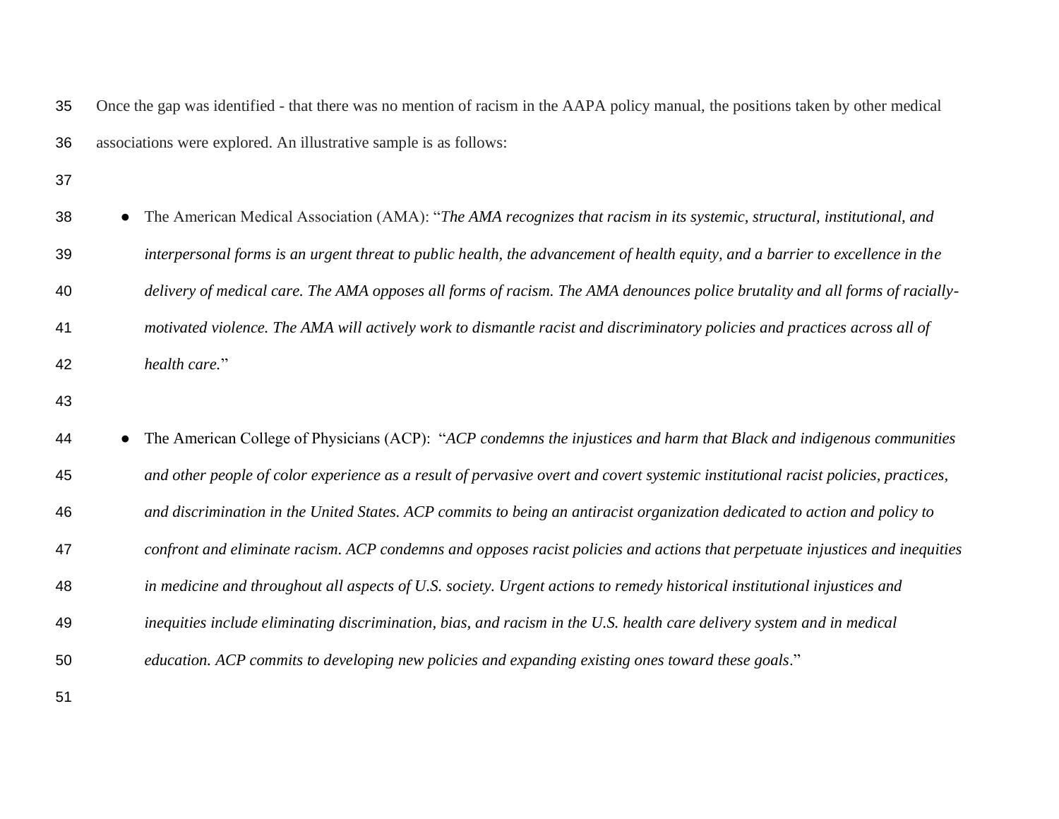Once the gap was identified - that there was no mention of racism in the AAPA policy manual, the positions taken by other medical associations were explored. An illustrative sample is as follows:

- The American Medical Association (AMA): "*The AMA recognizes that racism in its systemic, structural, institutional, and interpersonal forms is an urgent threat to public health, the advancement of health equity, and a barrier to excellence in the delivery of medical care. The AMA opposes all forms of racism. The AMA denounces police brutality and all forms of racially-motivated violence. The AMA will actively work to dismantle racist and discriminatory policies and practices across all of health care.*"

- The American College of Physicians (ACP): "*ACP condemns the injustices and harm that Black and indigenous communities and other people of color experience as a result of pervasive overt and covert systemic institutional racist policies, practices, and discrimination in the United States. ACP commits to being an antiracist organization dedicated to action and policy to confront and eliminate racism. ACP condemns and opposes racist policies and actions that perpetuate injustices and inequities in medicine and throughout all aspects of U.S. society. Urgent actions to remedy historical institutional injustices and inequities include eliminating discrimination, bias, and racism in the U.S. health care delivery system and in medical education. ACP commits to developing new policies and expanding existing ones toward these goals*."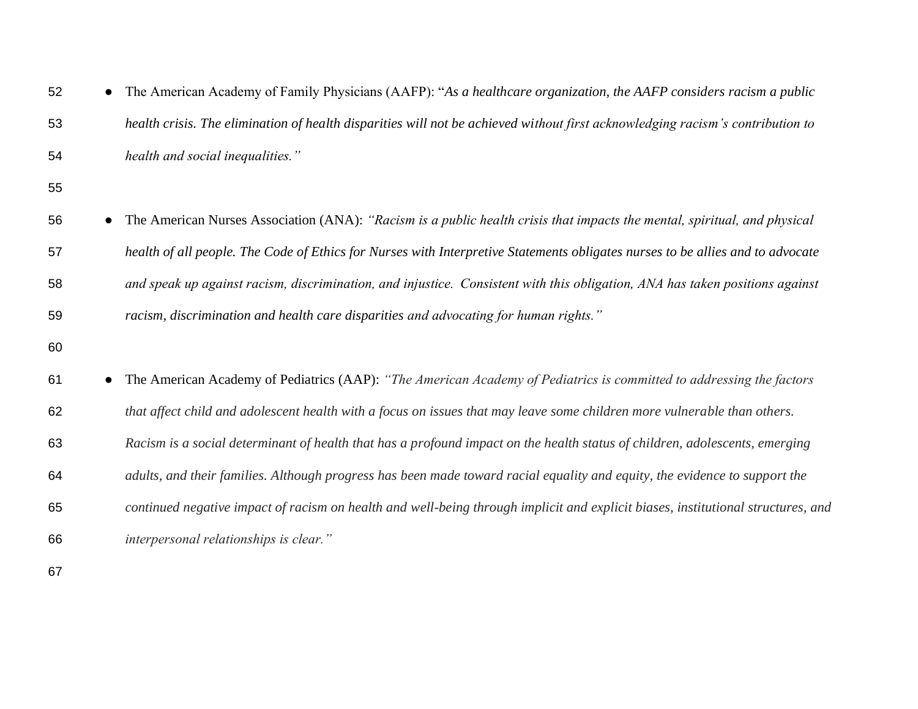- The American Academy of Family Physicians (AAFP): "*As a healthcare organization, the AAFP considers racism a public health crisis. The elimination of health disparities will not be achieved without first acknowledging racism's contribution to health and social inequalities."*

- The American Nurses Association (ANA): *"Racism is a public health crisis that impacts the mental, spiritual, and physical health of all people. The Code of Ethics for Nurses with Interpretive Statements obligates nurses to be allies and to advocate and speak up against racism, discrimination, and injustice. Consistent with this obligation, ANA has taken positions against racism, discrimination and health care disparities and advocating for human rights."*

- The American Academy of Pediatrics (AAP): *"The American Academy of Pediatrics is committed to addressing the factors that affect child and adolescent health with a focus on issues that may leave some children more vulnerable than others. Racism is a social determinant of health that has a profound impact on the health status of children, adolescents, emerging adults, and their families. Although progress has been made toward racial equality and equity, the evidence to support the continued negative impact of racism on health and well-being through implicit and explicit biases, institutional structures, and interpersonal relationships is clear."*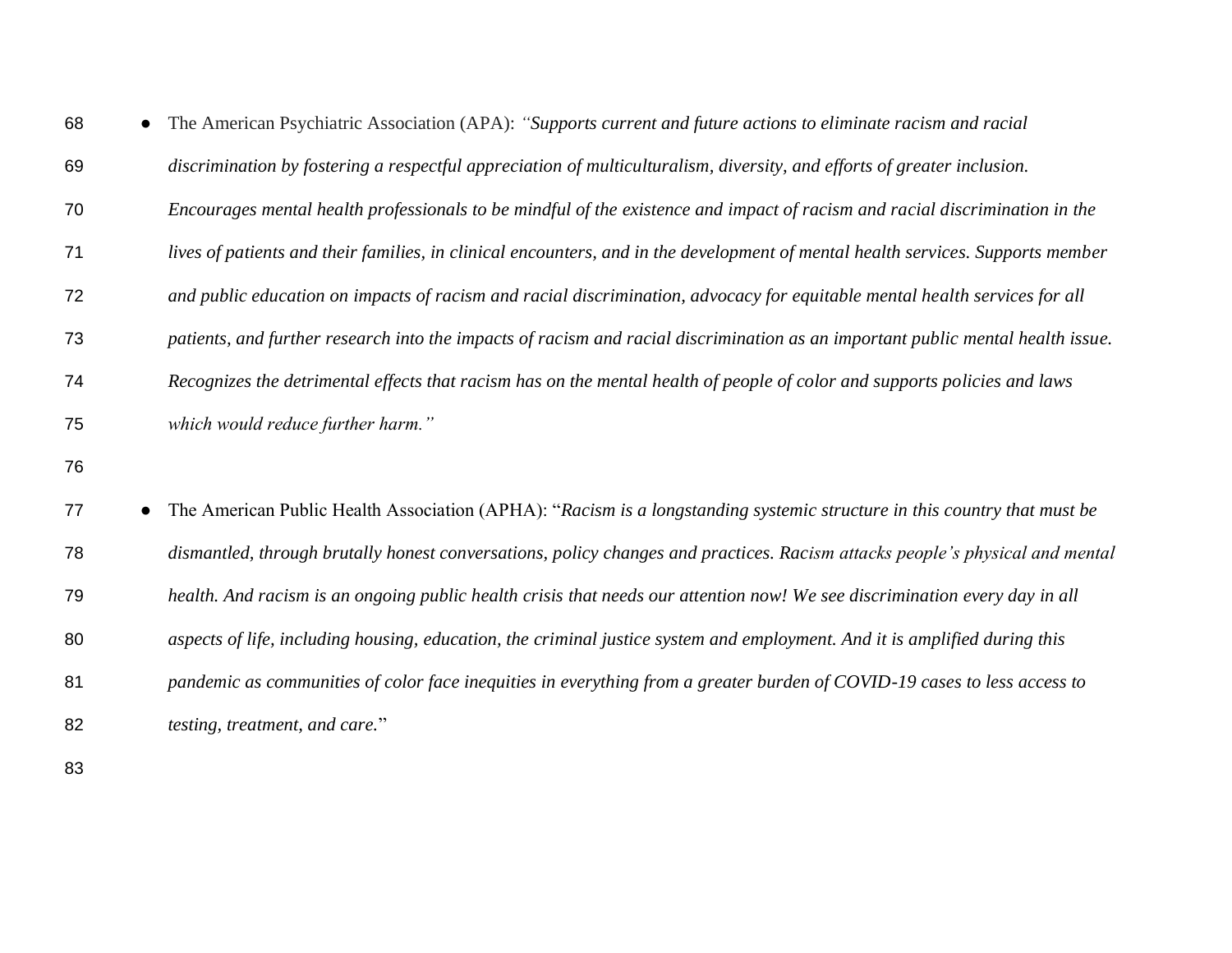- The American Psychiatric Association (APA): *"Supports current and future actions to eliminate racism and racial discrimination by fostering a respectful appreciation of multiculturalism, diversity, and efforts of greater inclusion. Encourages mental health professionals to be mindful of the existence and impact of racism and racial discrimination in the lives of patients and their families, in clinical encounters, and in the development of mental health services. Supports member and public education on impacts of racism and racial discrimination, advocacy for equitable mental health services for all patients, and further research into the impacts of racism and racial discrimination as an important public mental health issue. Recognizes the detrimental effects that racism has on the mental health of people of color and supports policies and laws which would reduce further harm."*

- The American Public Health Association (APHA): "*Racism is a longstanding systemic structure in this country that must be dismantled, through brutally honest conversations, policy changes and practices. Racism attacks people's physical and mental health. And racism is an ongoing public health crisis that needs our attention now! We see discrimination every day in all aspects of life, including housing, education, the criminal justice system and employment. And it is amplified during this pandemic as communities of color face inequities in everything from a greater burden of COVID-19 cases to less access to testing, treatment, and care.*"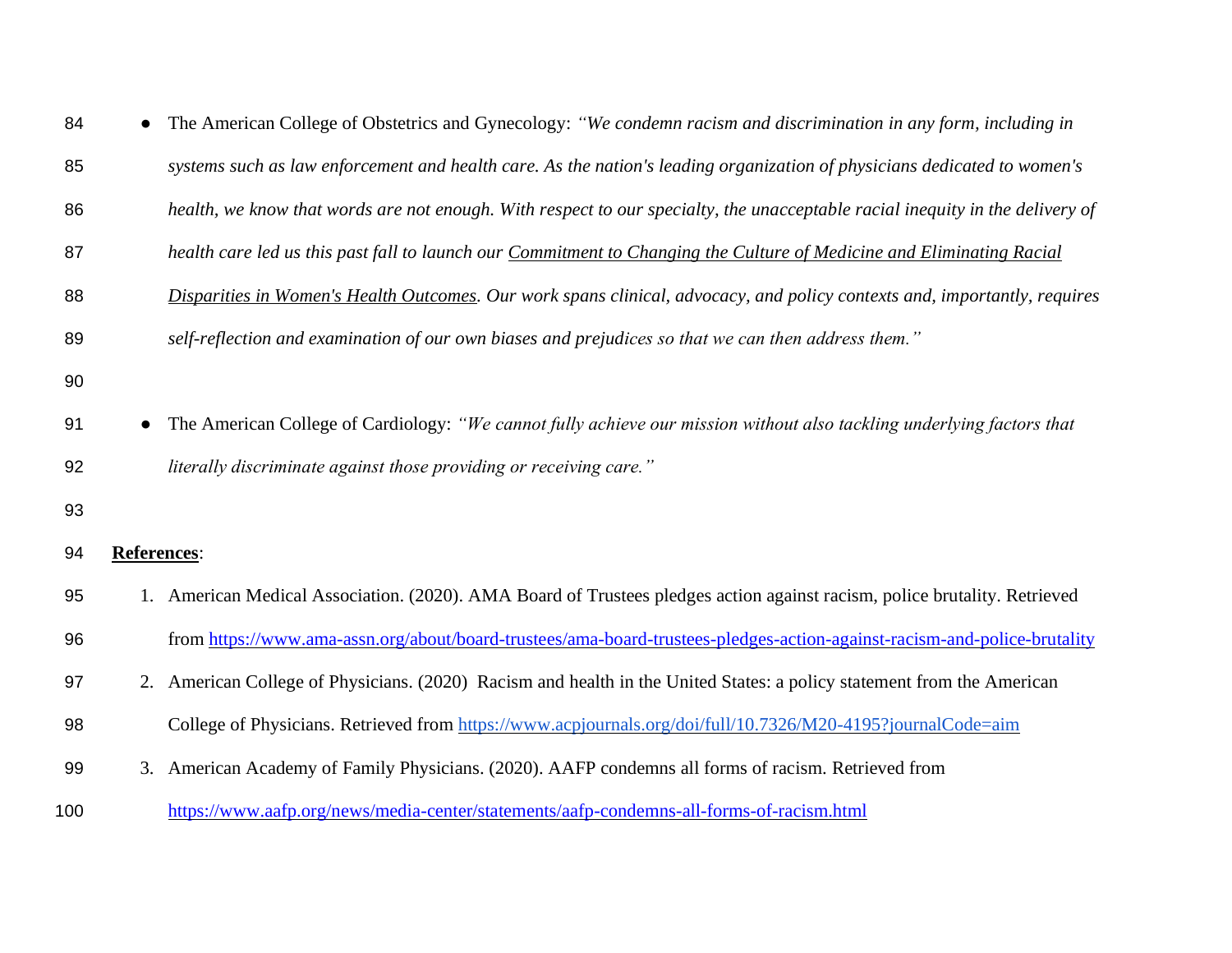- The American College of Obstetrics and Gynecology: *"We condemn racism and discrimination in any form, including in systems such as law enforcement and health care. As the nation's leading organization of physicians dedicated to women's health, we know that words are not enough. With respect to our specialty, the unacceptable racial inequity in the delivery of health care led us this past fall to launch our Commitment to Changing the Culture of Medicine and Eliminating Racial Disparities in Women's Health Outcomes. Our work spans clinical, advocacy, and policy contexts and, importantly, requires self-reflection and examination of our own biases and prejudices so that we can then address them."*

- The American College of Cardiology: *"We cannot fully achieve our mission without also tackling underlying factors that literally discriminate against those providing or receiving care."*

**References**:

1. American Medical Association. (2020). AMA Board of Trustees pledges action against racism, police brutality. Retrieved from https://www.ama-assn.org/about/board-trustees/ama-board-trustees-pledges-action-against-racism-and-police-brutality
2. American College of Physicians. (2020) Racism and health in the United States: a policy statement from the American College of Physicians. Retrieved from https://www.acpjournals.org/doi/full/10.7326/M20-4195?journalCode=aim
3. American Academy of Family Physicians. (2020). AAFP condemns all forms of racism. Retrieved from https://www.aafp.org/news/media-center/statements/aafp-condemns-all-forms-of-racism.html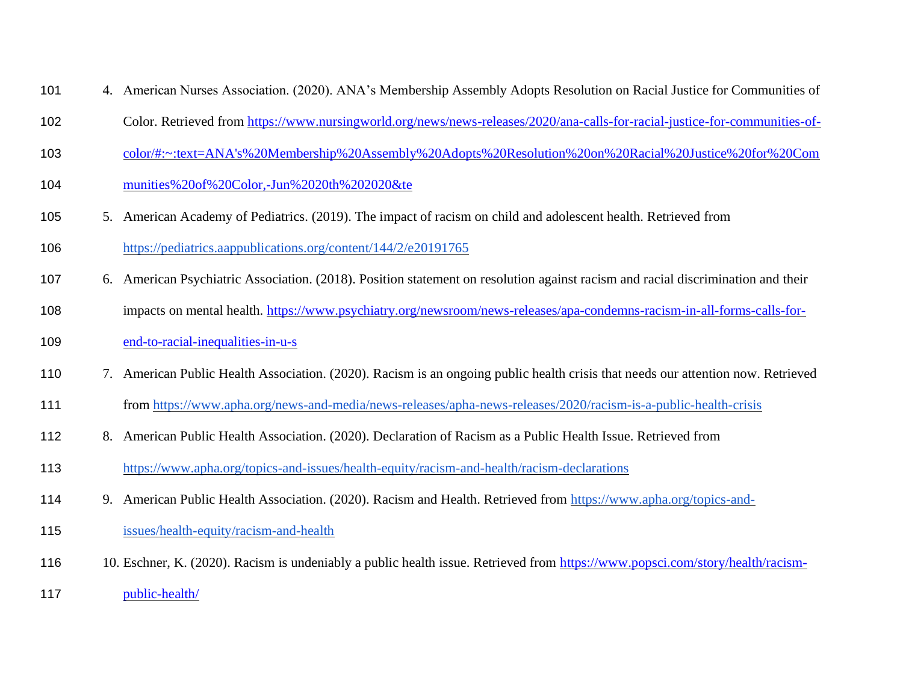4. American Nurses Association. (2020). ANA's Membership Assembly Adopts Resolution on Racial Justice for Communities of Color. Retrieved from https://www.nursingworld.org/news/news-releases/2020/ana-calls-for-racial-justice-for-communities-of-color/#:~:text=ANA's%20Membership%20Assembly%20Adopts%20Resolution%20on%20Racial%20Justice%20for%20Communities%20of%20Color,-Jun%2020th%202020&te
5. American Academy of Pediatrics. (2019). The impact of racism on child and adolescent health. Retrieved from https://pediatrics.aappublications.org/content/144/2/e20191765
6. American Psychiatric Association. (2018). Position statement on resolution against racism and racial discrimination and their impacts on mental health. https://www.psychiatry.org/newsroom/news-releases/apa-condemns-racism-in-all-forms-calls-for-end-to-racial-inequalities-in-u-s
7. American Public Health Association. (2020). Racism is an ongoing public health crisis that needs our attention now. Retrieved from https://www.apha.org/news-and-media/news-releases/apha-news-releases/2020/racism-is-a-public-health-crisis
8. American Public Health Association. (2020). Declaration of Racism as a Public Health Issue. Retrieved from https://www.apha.org/topics-and-issues/health-equity/racism-and-health/racism-declarations
9. American Public Health Association. (2020). Racism and Health. Retrieved from https://www.apha.org/topics-and-issues/health-equity/racism-and-health
10. Eschner, K. (2020). Racism is undeniably a public health issue. Retrieved from https://www.popsci.com/story/health/racism-public-health/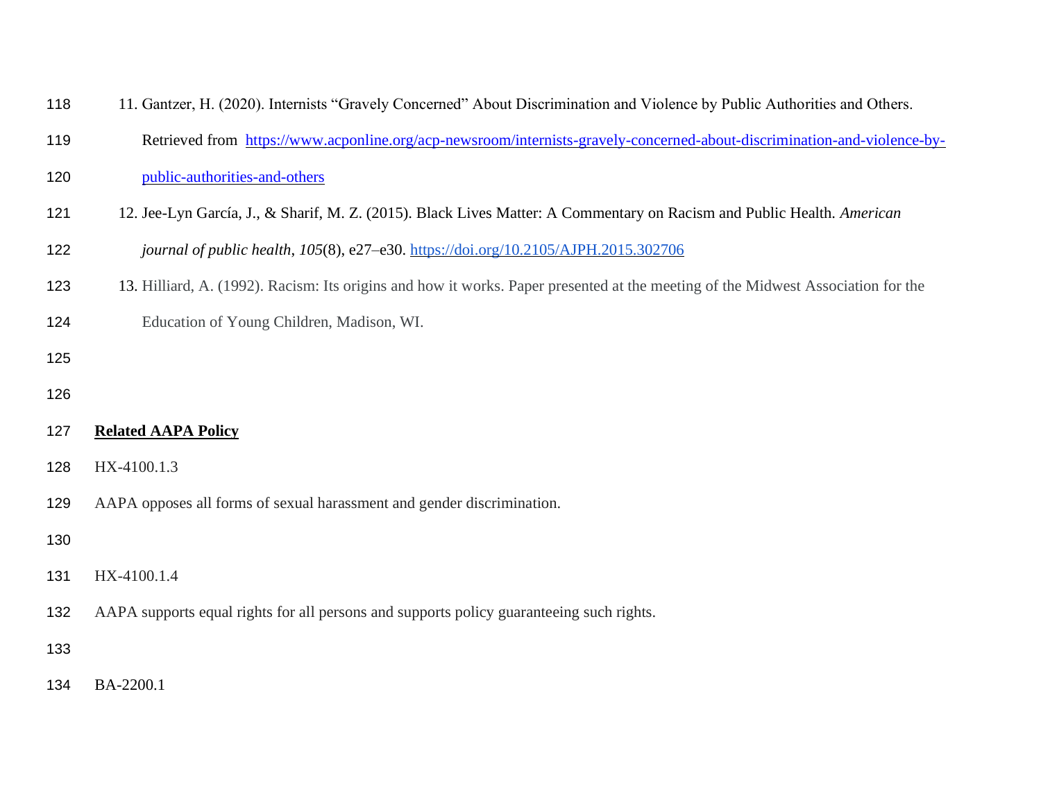11. Gantzer, H. (2020). Internists “Gravely Concerned” About Discrimination and Violence by Public Authorities and Others. Retrieved from https://www.acponline.org/acp-newsroom/internists-gravely-concerned-about-discrimination-and-violence-by-public-authorities-and-others
12. Jee-Lyn García, J., & Sharif, M. Z. (2015). Black Lives Matter: A Commentary on Racism and Public Health. *American journal of public health*, *105*(8), e27–e30. https://doi.org/10.2105/AJPH.2015.302706
13. Hilliard, A. (1992). Racism: Its origins and how it works. Paper presented at the meeting of the Midwest Association for the Education of Young Children, Madison, WI.

**Related AAPA Policy**

HX-4100.1.3

AAPA opposes all forms of sexual harassment and gender discrimination.

HX-4100.1.4

AAPA supports equal rights for all persons and supports policy guaranteeing such rights.

BA-2200.1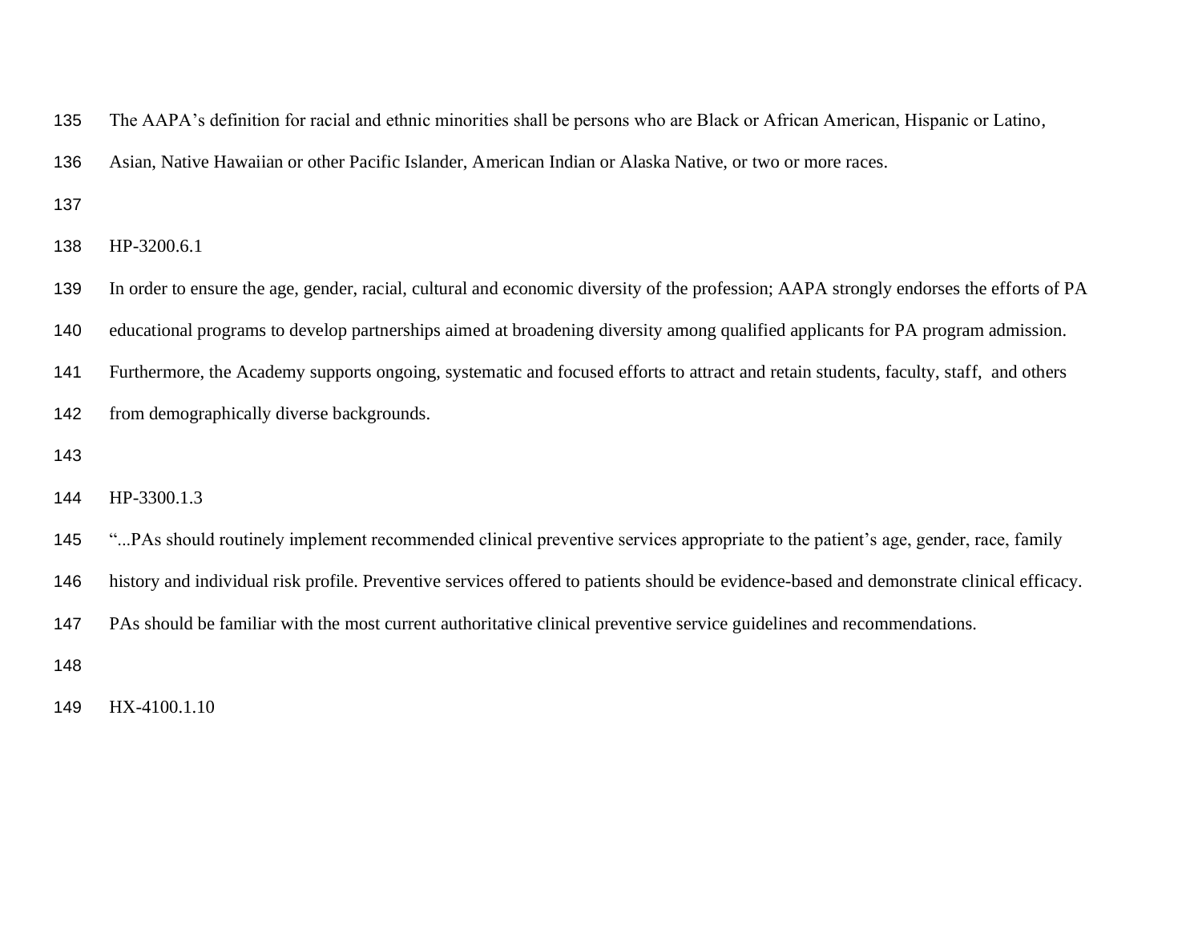The AAPA's definition for racial and ethnic minorities shall be persons who are Black or African American, Hispanic or Latino, Asian, Native Hawaiian or other Pacific Islander, American Indian or Alaska Native, or two or more races.

HP-3200.6.1

In order to ensure the age, gender, racial, cultural and economic diversity of the profession; AAPA strongly endorses the efforts of PA educational programs to develop partnerships aimed at broadening diversity among qualified applicants for PA program admission. Furthermore, the Academy supports ongoing, systematic and focused efforts to attract and retain students, faculty, staff, and others from demographically diverse backgrounds.

HP-3300.1.3

"...PAs should routinely implement recommended clinical preventive services appropriate to the patient's age, gender, race, family history and individual risk profile. Preventive services offered to patients should be evidence-based and demonstrate clinical efficacy. PAs should be familiar with the most current authoritative clinical preventive service guidelines and recommendations.

HX-4100.1.10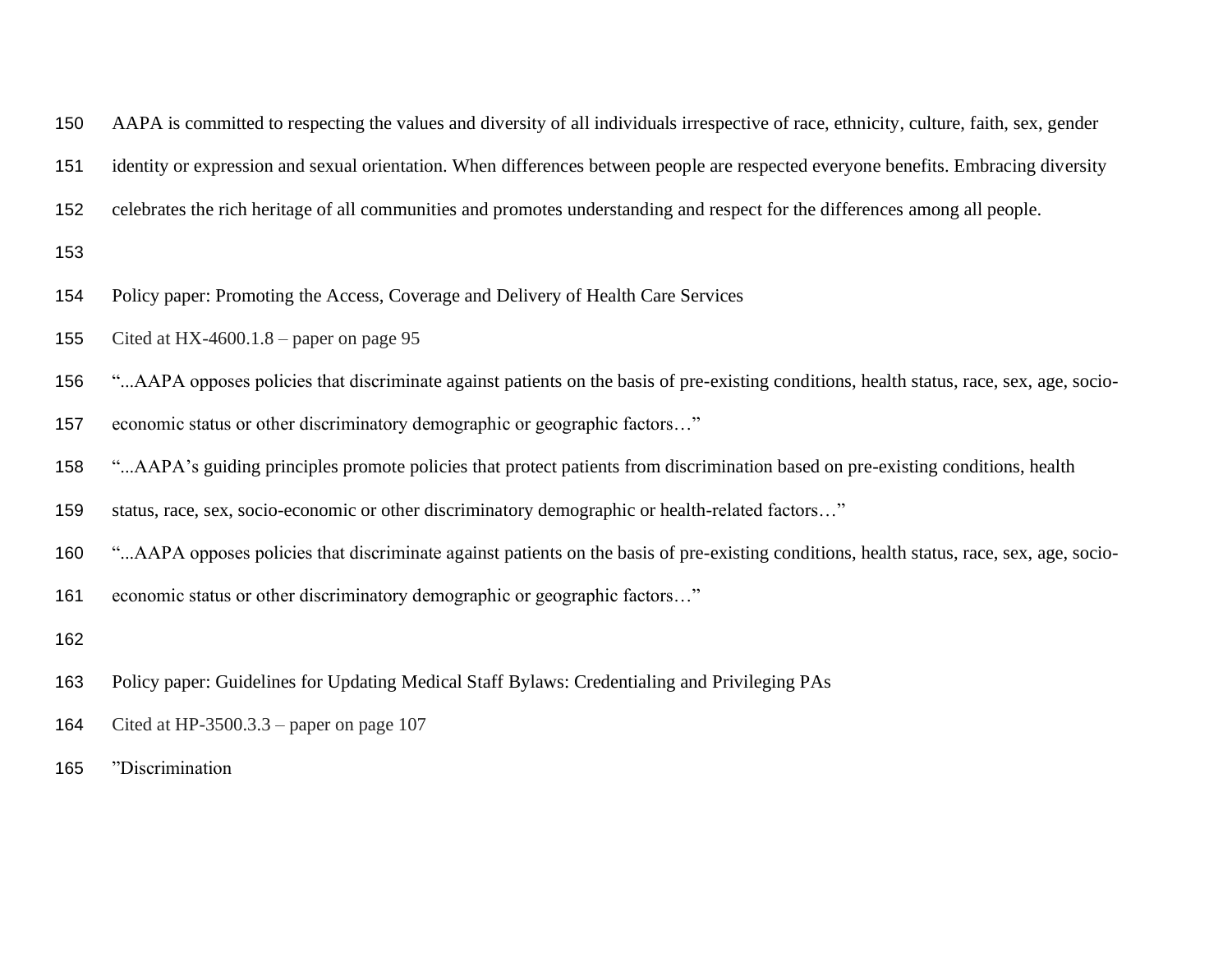AAPA is committed to respecting the values and diversity of all individuals irrespective of race, ethnicity, culture, faith, sex, gender identity or expression and sexual orientation. When differences between people are respected everyone benefits. Embracing diversity celebrates the rich heritage of all communities and promotes understanding and respect for the differences among all people.

Policy paper: Promoting the Access, Coverage and Delivery of Health Care Services

Cited at HX-4600.1.8 – paper on page 95

“...AAPA opposes policies that discriminate against patients on the basis of pre-existing conditions, health status, race, sex, age, socio-economic status or other discriminatory demographic or geographic factors…”

“...AAPA’s guiding principles promote policies that protect patients from discrimination based on pre-existing conditions, health status, race, sex, socio-economic or other discriminatory demographic or health-related factors…”

“...AAPA opposes policies that discriminate against patients on the basis of pre-existing conditions, health status, race, sex, age, socio-economic status or other discriminatory demographic or geographic factors…”

Policy paper: Guidelines for Updating Medical Staff Bylaws: Credentialing and Privileging PAs

Cited at HP-3500.3.3 – paper on page 107

”Discrimination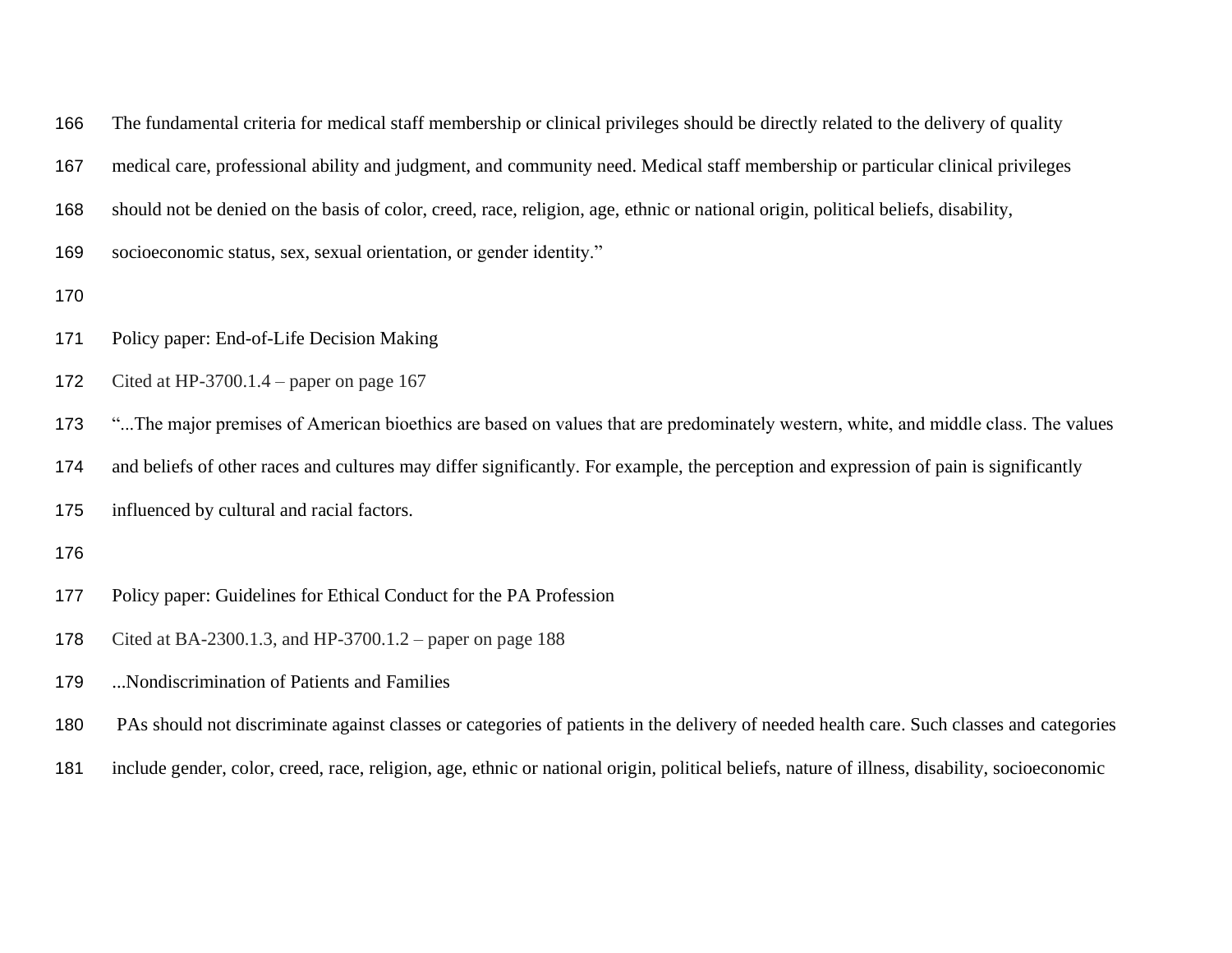The fundamental criteria for medical staff membership or clinical privileges should be directly related to the delivery of quality medical care, professional ability and judgment, and community need. Medical staff membership or particular clinical privileges should not be denied on the basis of color, creed, race, religion, age, ethnic or national origin, political beliefs, disability, socioeconomic status, sex, sexual orientation, or gender identity."

Policy paper: End-of-Life Decision Making

Cited at HP-3700.1.4 – paper on page 167

"...The major premises of American bioethics are based on values that are predominately western, white, and middle class. The values and beliefs of other races and cultures may differ significantly. For example, the perception and expression of pain is significantly influenced by cultural and racial factors.

Policy paper: Guidelines for Ethical Conduct for the PA Profession

Cited at BA-2300.1.3, and HP-3700.1.2 – paper on page 188

...Nondiscrimination of Patients and Families

PAs should not discriminate against classes or categories of patients in the delivery of needed health care. Such classes and categories include gender, color, creed, race, religion, age, ethnic or national origin, political beliefs, nature of illness, disability, socioeconomic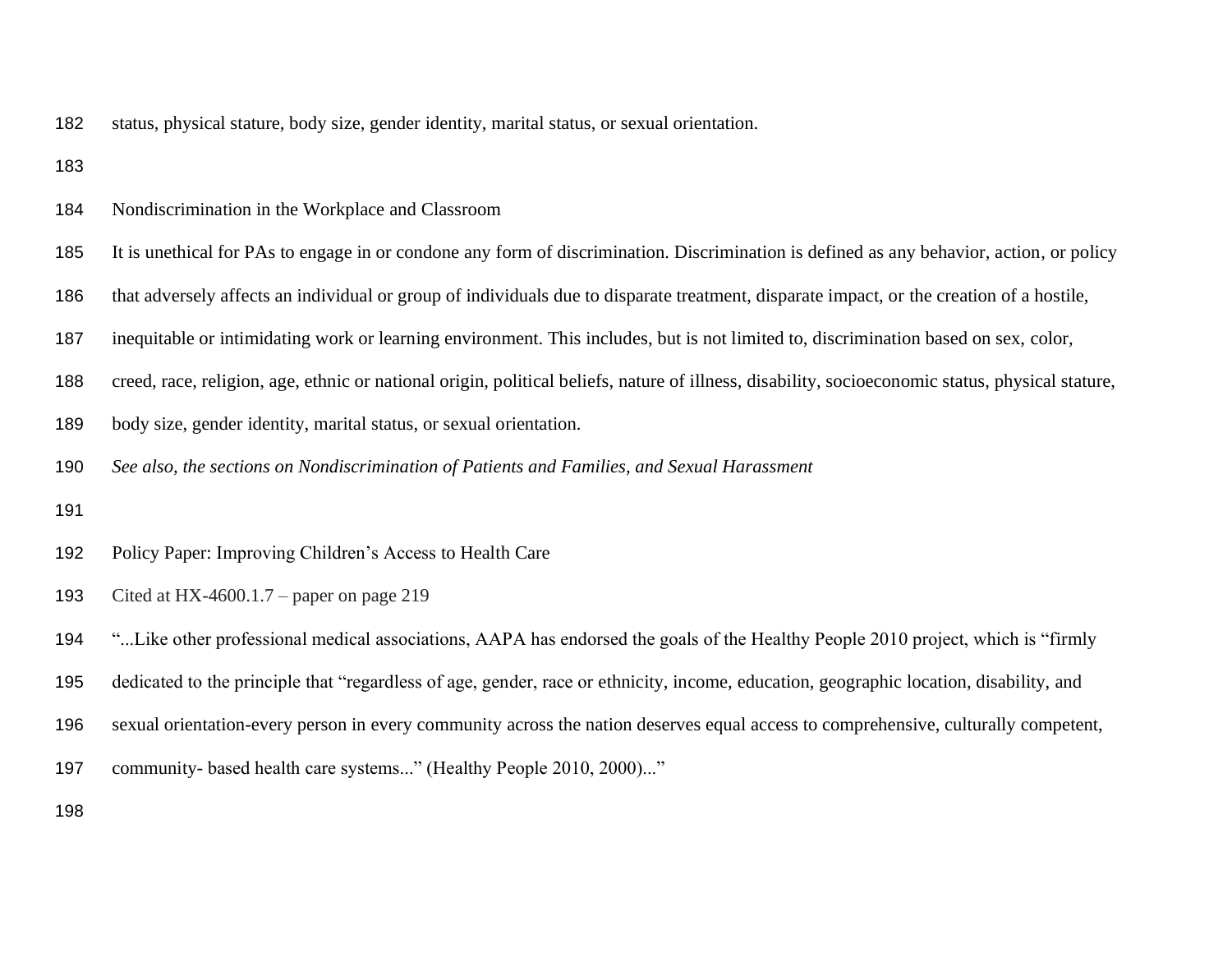status, physical stature, body size, gender identity, marital status, or sexual orientation.

## Nondiscrimination in the Workplace and Classroom

It is unethical for PAs to engage in or condone any form of discrimination. Discrimination is defined as any behavior, action, or policy that adversely affects an individual or group of individuals due to disparate treatment, disparate impact, or the creation of a hostile, inequitable or intimidating work or learning environment. This includes, but is not limited to, discrimination based on sex, color, creed, race, religion, age, ethnic or national origin, political beliefs, nature of illness, disability, socioeconomic status, physical stature, body size, gender identity, marital status, or sexual orientation.

*See also, the sections on Nondiscrimination of Patients and Families, and Sexual Harassment*

## Policy Paper: Improving Children's Access to Health Care

Cited at HX-4600.1.7 – paper on page 219

"...Like other professional medical associations, AAPA has endorsed the goals of the Healthy People 2010 project, which is "firmly dedicated to the principle that "regardless of age, gender, race or ethnicity, income, education, geographic location, disability, and sexual orientation-every person in every community across the nation deserves equal access to comprehensive, culturally competent, community- based health care systems..." (Healthy People 2010, 2000)..."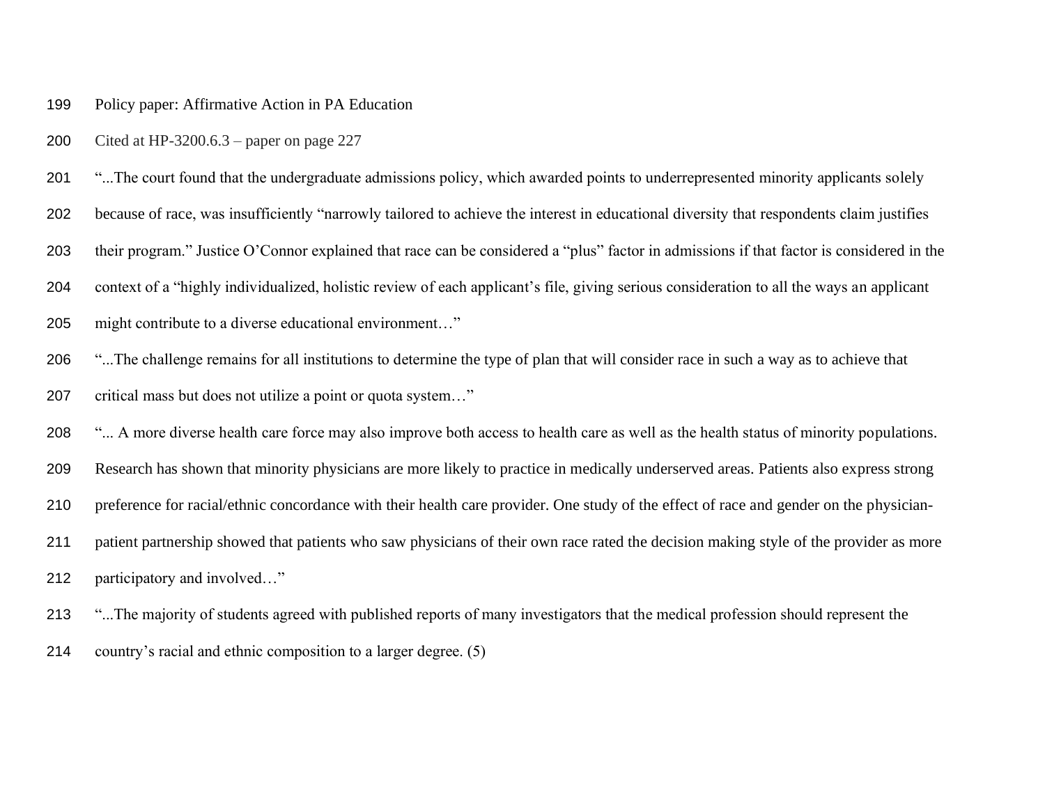Policy paper: Affirmative Action in PA Education

Cited at HP-3200.6.3 – paper on page 227

"...The court found that the undergraduate admissions policy, which awarded points to underrepresented minority applicants solely because of race, was insufficiently "narrowly tailored to achieve the interest in educational diversity that respondents claim justifies their program." Justice O'Connor explained that race can be considered a "plus" factor in admissions if that factor is considered in the context of a "highly individualized, holistic review of each applicant's file, giving serious consideration to all the ways an applicant might contribute to a diverse educational environment…"

"...The challenge remains for all institutions to determine the type of plan that will consider race in such a way as to achieve that critical mass but does not utilize a point or quota system…"

"... A more diverse health care force may also improve both access to health care as well as the health status of minority populations. Research has shown that minority physicians are more likely to practice in medically underserved areas. Patients also express strong preference for racial/ethnic concordance with their health care provider. One study of the effect of race and gender on the physician-patient partnership showed that patients who saw physicians of their own race rated the decision making style of the provider as more participatory and involved…"

"...The majority of students agreed with published reports of many investigators that the medical profession should represent the country's racial and ethnic composition to a larger degree. (5)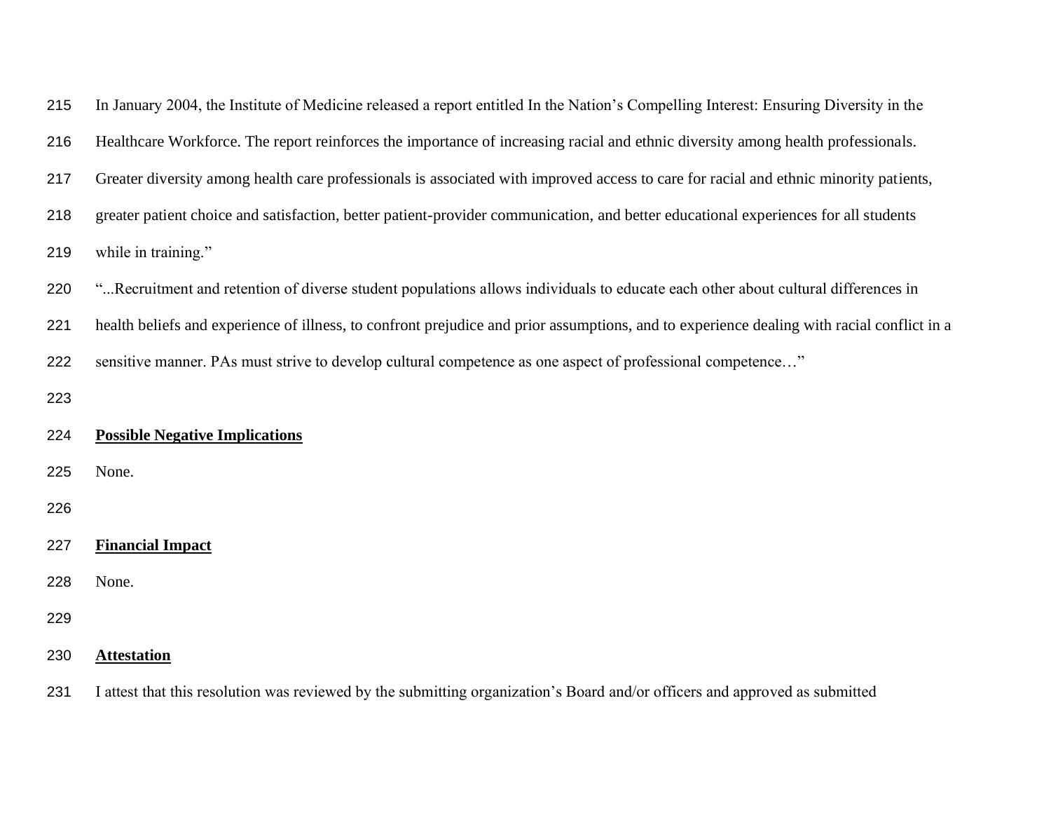In January 2004, the Institute of Medicine released a report entitled In the Nation's Compelling Interest: Ensuring Diversity in the Healthcare Workforce. The report reinforces the importance of increasing racial and ethnic diversity among health professionals. Greater diversity among health care professionals is associated with improved access to care for racial and ethnic minority patients, greater patient choice and satisfaction, better patient-provider communication, and better educational experiences for all students while in training."

"...Recruitment and retention of diverse student populations allows individuals to educate each other about cultural differences in health beliefs and experience of illness, to confront prejudice and prior assumptions, and to experience dealing with racial conflict in a sensitive manner. PAs must strive to develop cultural competence as one aspect of professional competence…"

**Possible Negative Implications**

None.

**Financial Impact**

None.

**Attestation**

I attest that this resolution was reviewed by the submitting organization's Board and/or officers and approved as submitted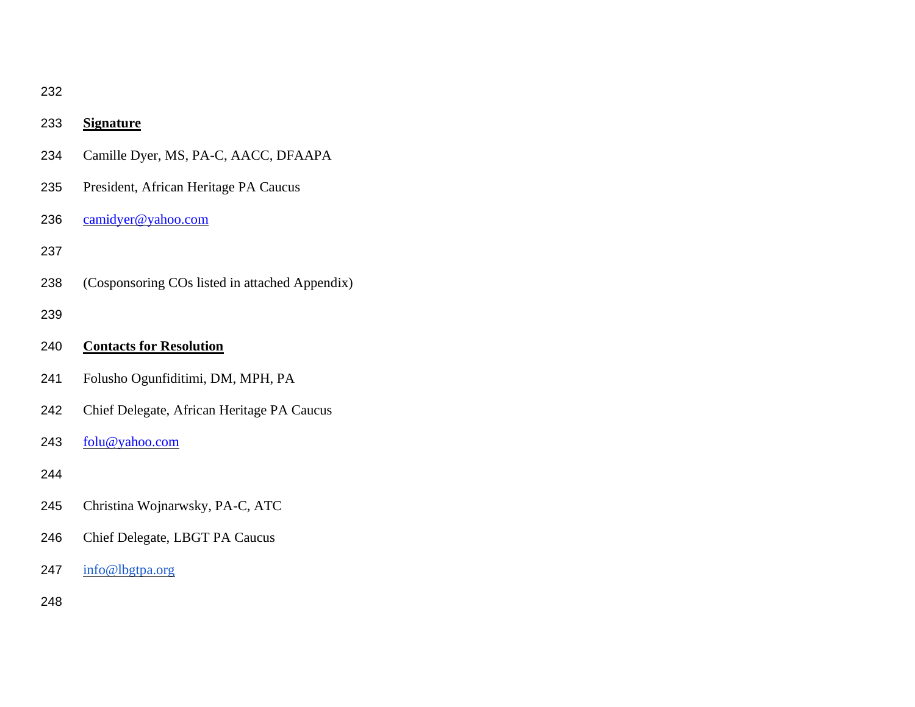**Signature**

Camille Dyer, MS, PA-C, AACC, DFAAPA

President, African Heritage PA Caucus

camidyer@yahoo.com

(Cosponsoring COs listed in attached Appendix)

**Contacts for Resolution**

Folusho Ogunfiditimi, DM, MPH, PA

Chief Delegate, African Heritage PA Caucus

folu@yahoo.com

Christina Wojnarwsky, PA-C, ATC

Chief Delegate, LBGT PA Caucus

info@lbgtpa.org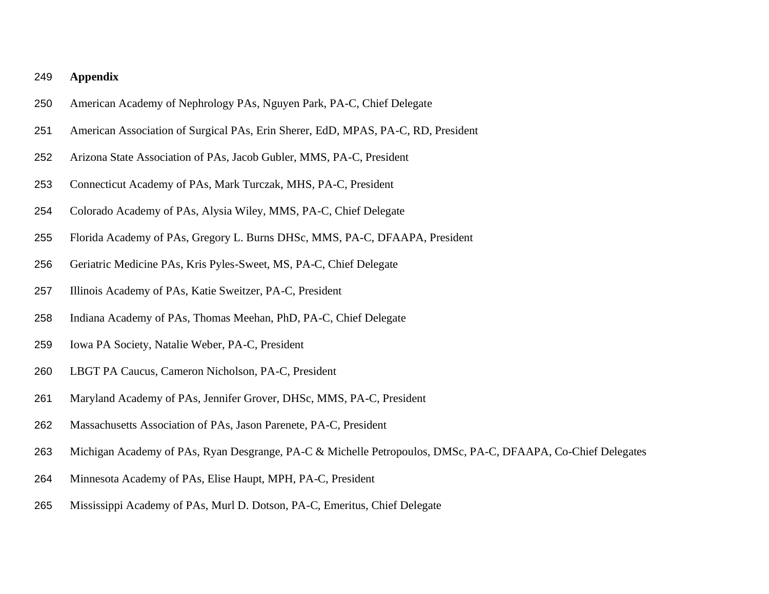**Appendix**

American Academy of Nephrology PAs, Nguyen Park, PA-C, Chief Delegate

American Association of Surgical PAs, Erin Sherer, EdD, MPAS, PA-C, RD, President

Arizona State Association of PAs, Jacob Gubler, MMS, PA-C, President

Connecticut Academy of PAs, Mark Turczak, MHS, PA-C, President

Colorado Academy of PAs, Alysia Wiley, MMS, PA-C, Chief Delegate

Florida Academy of PAs, Gregory L. Burns DHSc, MMS, PA-C, DFAAPA, President

Geriatric Medicine PAs, Kris Pyles-Sweet, MS, PA-C, Chief Delegate

Illinois Academy of PAs, Katie Sweitzer, PA-C, President

Indiana Academy of PAs, Thomas Meehan, PhD, PA-C, Chief Delegate

Iowa PA Society, Natalie Weber, PA-C, President

LBGT PA Caucus, Cameron Nicholson, PA-C, President

Maryland Academy of PAs, Jennifer Grover, DHSc, MMS, PA-C, President

Massachusetts Association of PAs, Jason Parenete, PA-C, President

Michigan Academy of PAs, Ryan Desgrange, PA-C & Michelle Petropoulos, DMSc, PA-C, DFAAPA, Co-Chief Delegates

Minnesota Academy of PAs, Elise Haupt, MPH, PA-C, President

Mississippi Academy of PAs, Murl D. Dotson, PA-C, Emeritus, Chief Delegate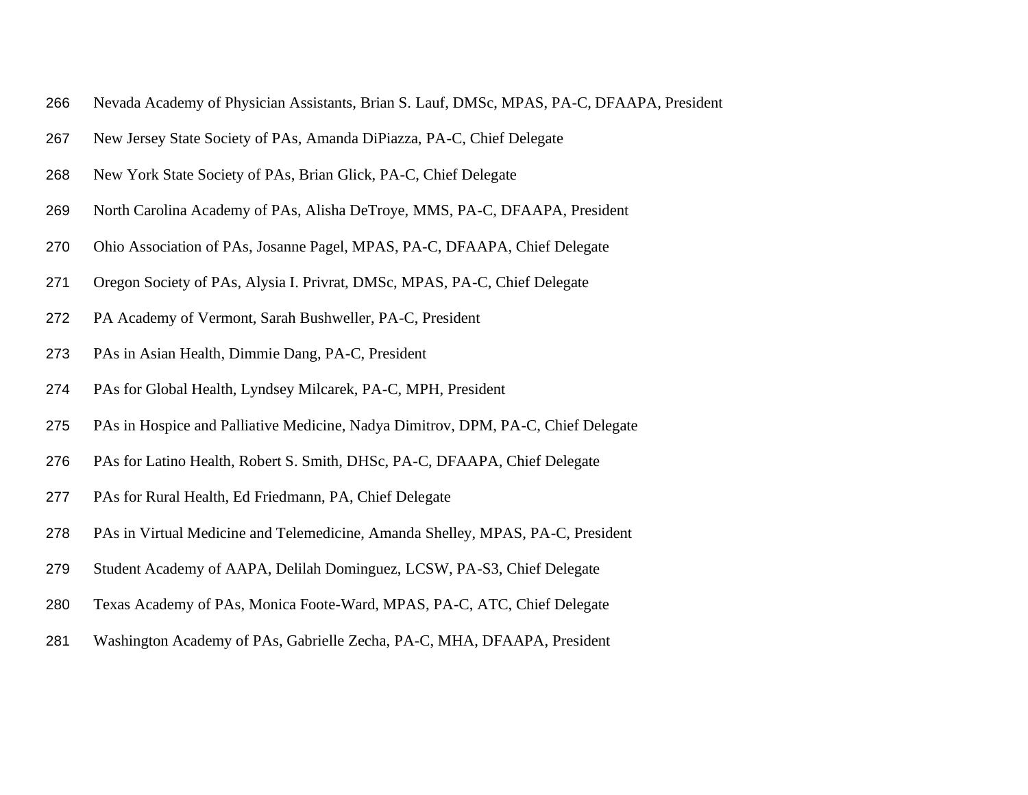Nevada Academy of Physician Assistants, Brian S. Lauf, DMSc, MPAS, PA-C, DFAAPA, President

New Jersey State Society of PAs, Amanda DiPiazza, PA-C, Chief Delegate

New York State Society of PAs, Brian Glick, PA-C, Chief Delegate

North Carolina Academy of PAs, Alisha DeTroye, MMS, PA-C, DFAAPA, President

Ohio Association of PAs, Josanne Pagel, MPAS, PA-C, DFAAPA, Chief Delegate

Oregon Society of PAs, Alysia I. Privrat, DMSc, MPAS, PA-C, Chief Delegate

PA Academy of Vermont, Sarah Bushweller, PA-C, President

PAs in Asian Health, Dimmie Dang, PA-C, President

PAs for Global Health, Lyndsey Milcarek, PA-C, MPH, President

PAs in Hospice and Palliative Medicine, Nadya Dimitrov, DPM, PA-C, Chief Delegate

PAs for Latino Health, Robert S. Smith, DHSc, PA-C, DFAAPA, Chief Delegate

PAs for Rural Health, Ed Friedmann, PA, Chief Delegate

PAs in Virtual Medicine and Telemedicine, Amanda Shelley, MPAS, PA-C, President

Student Academy of AAPA, Delilah Dominguez, LCSW, PA-S3, Chief Delegate

Texas Academy of PAs, Monica Foote-Ward, MPAS, PA-C, ATC, Chief Delegate

Washington Academy of PAs, Gabrielle Zecha, PA-C, MHA, DFAAPA, President